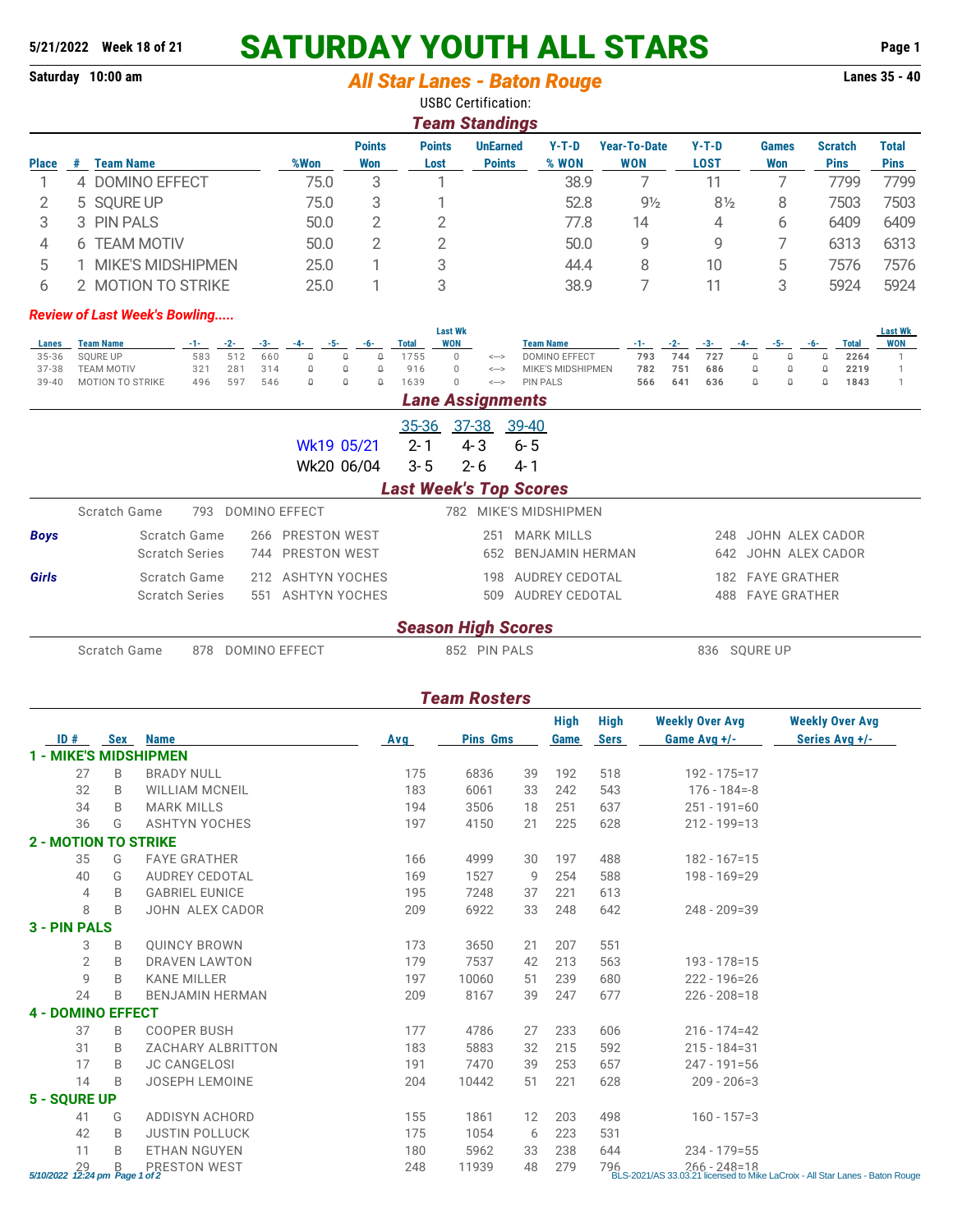# SATURDAY YOUTH ALL STARS

5/21/2022 Week 18 of 21

Saturday 10:00 am

## All Star Lanes - Baton Rouge

Lanes 35 - 40

USBC Certification:

### Team Standings

| Place | # | Team Name | %Won | Points Won | Points Lost | UnEarned Points | Y-T-D % WON | Year-To-Date WON | Y-T-D LOST | Games Won | Scratch Pins | Total Pins |
|---|---|---|---|---|---|---|---|---|---|---|---|---|
| 1 | 4 | DOMINO EFFECT | 75.0 | 3 | 1 | | 38.9 | 7 | 11 | 7 | 7799 | 7799 |
| 2 | 5 | SQURE UP | 75.0 | 3 | 1 | | 52.8 | 9½ | 8½ | 8 | 7503 | 7503 |
| 3 | 3 | PIN PALS | 50.0 | 2 | 2 | | 77.8 | 14 | 4 | 6 | 6409 | 6409 |
| 4 | 6 | TEAM MOTIV | 50.0 | 2 | 2 | | 50.0 | 9 | 9 | 7 | 6313 | 6313 |
| 5 | 1 | MIKE'S MIDSHIPMEN | 25.0 | 1 | 3 | | 44.4 | 8 | 10 | 5 | 7576 | 7576 |
| 6 | 2 | MOTION TO STRIKE | 25.0 | 1 | 3 | | 38.9 | 7 | 11 | 3 | 5924 | 5924 |

*Review of Last Week's Bowling.....*

| Lanes | Team Name | -1- | -2- | -3- | -4- | -5- | -6- | Total | Last Wk WON | | Team Name | -1- | -2- | -3- | -4- | -5- | -6- | Total | Last Wk WON |
|---|---|---|---|---|---|---|---|---|---|---|---|---|---|---|---|---|---|---|---|
| 35-36 | SQURE UP | 583 | 512 | 660 | 0 | 0 | 0 | 1755 | 0 | <---> | DOMINO EFFECT | **793** | **744** | **727** | 0 | 0 | 0 | **2264** | 1 |
| 37-38 | TEAM MOTIV | 321 | 281 | 314 | 0 | 0 | 0 | 916 | 0 | <---> | MIKE'S MIDSHIPMEN | **782** | **751** | **686** | 0 | 0 | 0 | **2219** | 1 |
| 39-40 | MOTION TO STRIKE | 496 | 597 | 546 | 0 | 0 | 0 | 1639 | 0 | <---> | PIN PALS | **566** | **641** | **636** | 0 | 0 | 0 | **1843** | 1 |

### Lane Assignments

| | 35-36 | 37-38 | 39-40 |
|---|---|---|---|
| Wk19 05/21 | 2- 1 | 4- 3 | 6- 5 |
| Wk20 06/04 | 3- 5 | 2- 6 | 4- 1 |

### Last Week's Top Scores

Scratch Game 793 DOMINO EFFECT — 782 MIKE'S MIDSHIPMEN

| | | | | |
|---|---|---|---|---|
| **Boys** | Scratch Game | 266 PRESTON WEST | 251 MARK MILLS | 248 JOHN ALEX CADOR |
| | Scratch Series | 744 PRESTON WEST | 652 BENJAMIN HERMAN | 642 JOHN ALEX CADOR |
| **Girls** | Scratch Game | 212 ASHTYN YOCHES | 198 AUDREY CEDOTAL | 182 FAYE GRATHER |
| | Scratch Series | 551 ASHTYN YOCHES | 509 AUDREY CEDOTAL | 488 FAYE GRATHER |

### Season High Scores

Scratch Game 878 DOMINO EFFECT — 852 PIN PALS — 836 SQURE UP

### Team Rosters

| ID # | Sex | Name | Avg | Pins | Gms | High Game | High Sers | Weekly Over Avg Game Avg +/- | Weekly Over Avg Series Avg +/- |
|---|---|---|---|---|---|---|---|---|---|
| **1 - MIKE'S MIDSHIPMEN** | | | | | | | | | |
| 27 | B | BRADY NULL | 175 | 6836 | 39 | 192 | 518 | 192 - 175=17 | |
| 32 | B | WILLIAM MCNEIL | 183 | 6061 | 33 | 242 | 543 | 176 - 184=-8 | |
| 34 | B | MARK MILLS | 194 | 3506 | 18 | 251 | 637 | 251 - 191=60 | |
| 36 | G | ASHTYN YOCHES | 197 | 4150 | 21 | 225 | 628 | 212 - 199=13 | |
| **2 - MOTION TO STRIKE** | | | | | | | | | |
| 35 | G | FAYE GRATHER | 166 | 4999 | 30 | 197 | 488 | 182 - 167=15 | |
| 40 | G | AUDREY CEDOTAL | 169 | 1527 | 9 | 254 | 588 | 198 - 169=29 | |
| 4 | B | GABRIEL EUNICE | 195 | 7248 | 37 | 221 | 613 | | |
| 8 | B | JOHN ALEX CADOR | 209 | 6922 | 33 | 248 | 642 | 248 - 209=39 | |
| **3 - PIN PALS** | | | | | | | | | |
| 3 | B | QUINCY BROWN | 173 | 3650 | 21 | 207 | 551 | | |
| 2 | B | DRAVEN LAWTON | 179 | 7537 | 42 | 213 | 563 | 193 - 178=15 | |
| 9 | B | KANE MILLER | 197 | 10060 | 51 | 239 | 680 | 222 - 196=26 | |
| 24 | B | BENJAMIN HERMAN | 209 | 8167 | 39 | 247 | 677 | 226 - 208=18 | |
| **4 - DOMINO EFFECT** | | | | | | | | | |
| 37 | B | COOPER BUSH | 177 | 4786 | 27 | 233 | 606 | 216 - 174=42 | |
| 31 | B | ZACHARY ALBRITTON | 183 | 5883 | 32 | 215 | 592 | 215 - 184=31 | |
| 17 | B | JC CANGELOSI | 191 | 7470 | 39 | 253 | 657 | 247 - 191=56 | |
| 14 | B | JOSEPH LEMOINE | 204 | 10442 | 51 | 221 | 628 | 209 - 206=3 | |
| **5 - SQURE UP** | | | | | | | | | |
| 41 | G | ADDISYN ACHORD | 155 | 1861 | 12 | 203 | 498 | 160 - 157=3 | |
| 42 | B | JUSTIN POLLUCK | 175 | 1054 | 6 | 223 | 531 | | |
| 11 | B | ETHAN NGUYEN | 180 | 5962 | 33 | 238 | 644 | 234 - 179=55 | |
| 29 | B | PRESTON WEST | 248 | 11939 | 48 | 279 | 796 | 266 - 248=18 | |

5/10/2022 12:24 pm

BLS-2021/AS 33.03.21 licensed to Mike LaCroix - All Star Lanes - Baton Rouge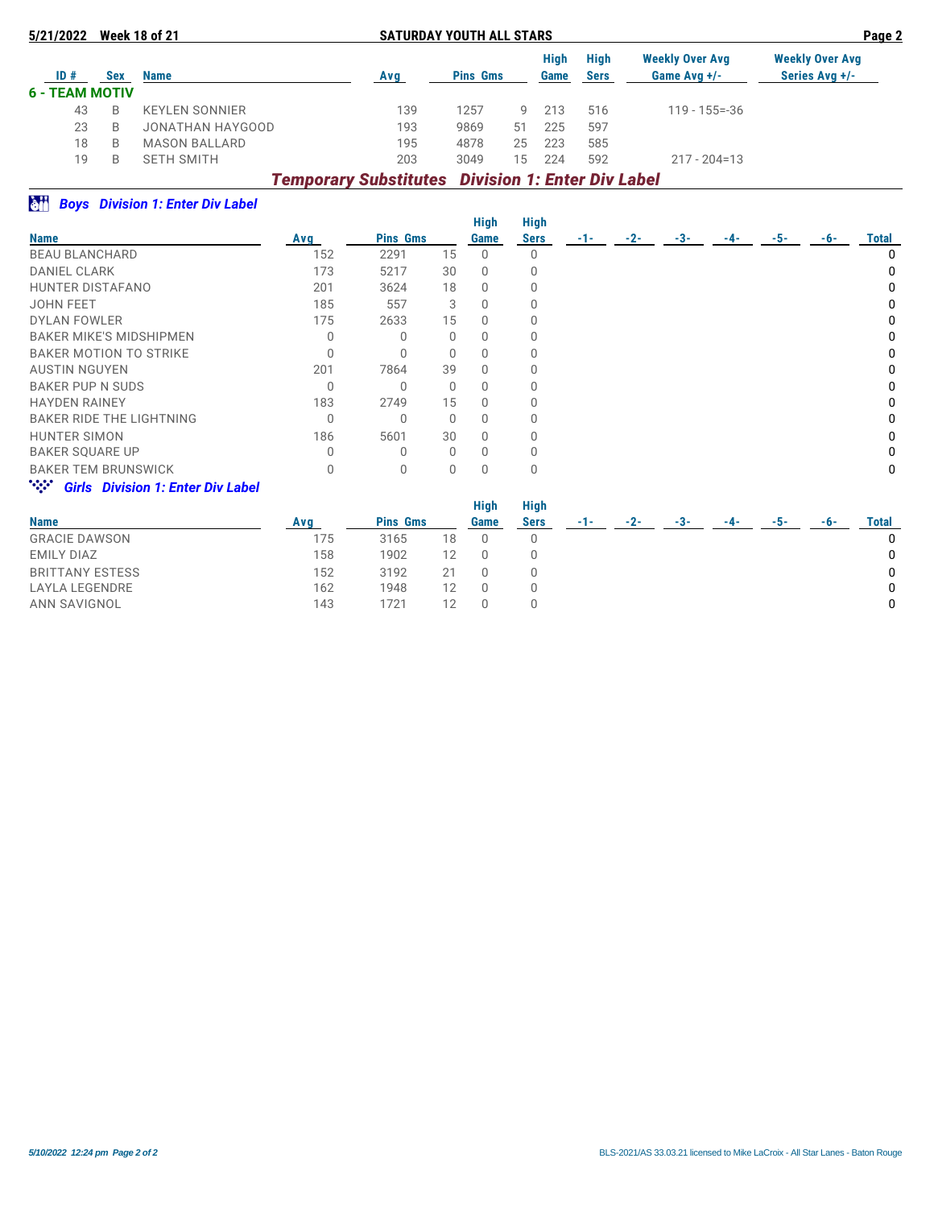| ID # | Sex | Name | Avg | Pins | Gms | High Game | High Sers | Weekly Over Avg Game Avg +/- | Weekly Over Avg Series Avg +/- |
|---|---|---|---|---|---|---|---|---|---|
| **6 - TEAM MOTIV** | | | | | | | | | |
| 43 | B | KEYLEN SONNIER | 139 | 1257 | 9 | 213 | 516 | 119 - 155=-36 | |
| 23 | B | JONATHAN HAYGOOD | 193 | 9869 | 51 | 225 | 597 | | |
| 18 | B | MASON BALLARD | 195 | 4878 | 25 | 223 | 585 | | |
| 19 | B | SETH SMITH | 203 | 3049 | 15 | 224 | 592 | 217 - 204=13 | |

## *Temporary Substitutes Division 1: Enter Div Label*

### *Boys Division 1: Enter Div Label*

| Name | Avg | Pins | Gms | High Game | High Sers | -1- | -2- | -3- | -4- | -5- | -6- | Total |
|---|---|---|---|---|---|---|---|---|---|---|---|---|
| BEAU BLANCHARD | 152 | 2291 | 15 | 0 | 0 | | | | | | | 0 |
| DANIEL CLARK | 173 | 5217 | 30 | 0 | 0 | | | | | | | 0 |
| HUNTER DISTAFANO | 201 | 3624 | 18 | 0 | 0 | | | | | | | 0 |
| JOHN FEET | 185 | 557 | 3 | 0 | 0 | | | | | | | 0 |
| DYLAN FOWLER | 175 | 2633 | 15 | 0 | 0 | | | | | | | 0 |
| BAKER MIKE'S MIDSHIPMEN | 0 | 0 | 0 | 0 | 0 | | | | | | | 0 |
| BAKER MOTION TO STRIKE | 0 | 0 | 0 | 0 | 0 | | | | | | | 0 |
| AUSTIN NGUYEN | 201 | 7864 | 39 | 0 | 0 | | | | | | | 0 |
| BAKER PUP N SUDS | 0 | 0 | 0 | 0 | 0 | | | | | | | 0 |
| HAYDEN RAINEY | 183 | 2749 | 15 | 0 | 0 | | | | | | | 0 |
| BAKER RIDE THE LIGHTNING | 0 | 0 | 0 | 0 | 0 | | | | | | | 0 |
| HUNTER SIMON | 186 | 5601 | 30 | 0 | 0 | | | | | | | 0 |
| BAKER SQUARE UP | 0 | 0 | 0 | 0 | 0 | | | | | | | 0 |
| BAKER TEM BRUNSWICK | 0 | 0 | 0 | 0 | 0 | | | | | | | 0 |

### *Girls Division 1: Enter Div Label*

| Name | Avg | Pins | Gms | High Game | High Sers | -1- | -2- | -3- | -4- | -5- | -6- | Total |
|---|---|---|---|---|---|---|---|---|---|---|---|---|
| GRACIE DAWSON | 175 | 3165 | 18 | 0 | 0 | | | | | | | 0 |
| EMILY DIAZ | 158 | 1902 | 12 | 0 | 0 | | | | | | | 0 |
| BRITTANY ESTESS | 152 | 3192 | 21 | 0 | 0 | | | | | | | 0 |
| LAYLA LEGENDRE | 162 | 1948 | 12 | 0 | 0 | | | | | | | 0 |
| ANN SAVIGNOL | 143 | 1721 | 12 | 0 | 0 | | | | | | | 0 |